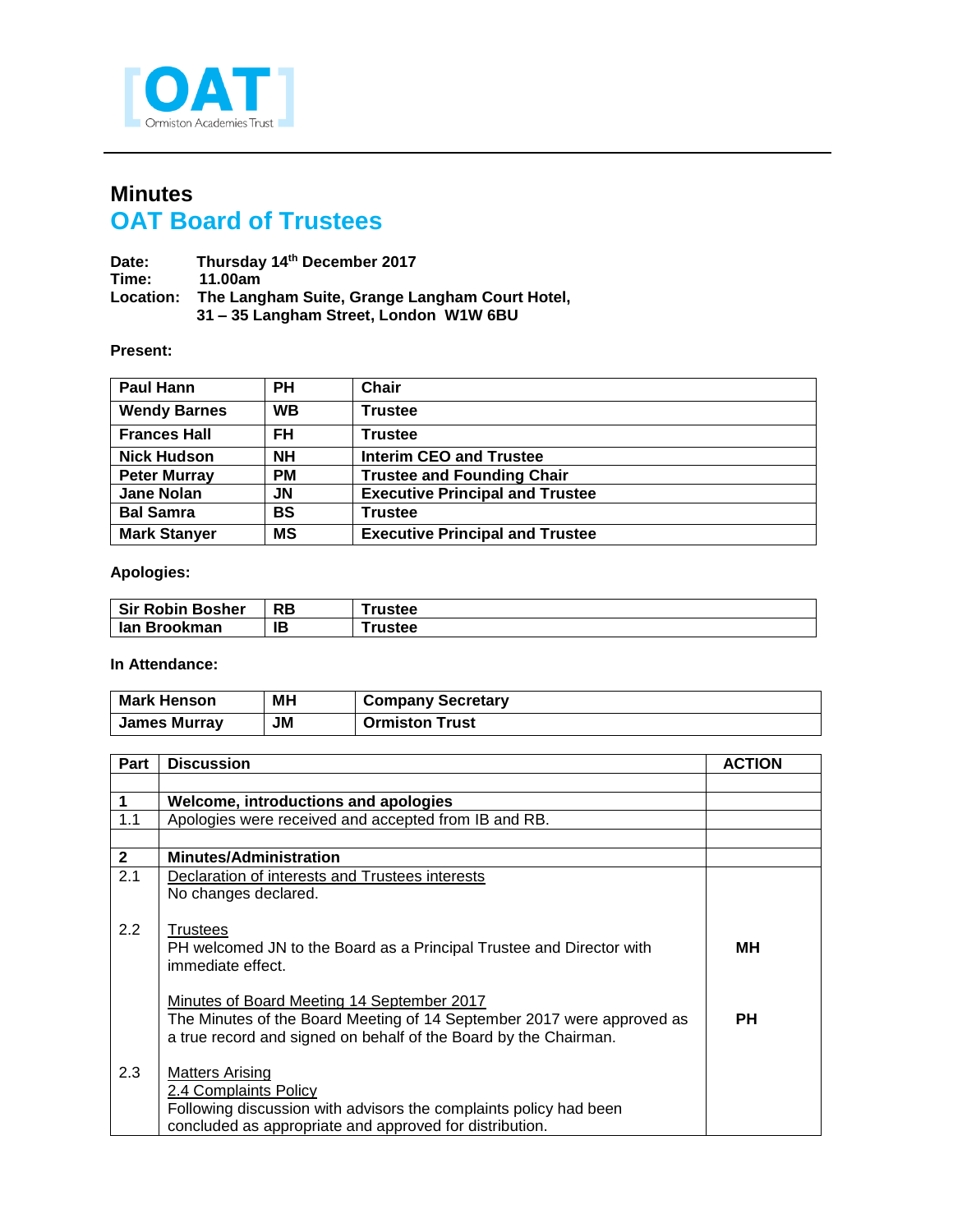OAT Ormiston Academies Trust

# Minutes

## OAT Board of Trustees

**Date:** Thursday 14th December 2017
**Time:** 11.00am
**Location:** The Langham Suite, Grange Langham Court Hotel, 31 – 35 Langham Street, London W1W 6BU

**Present:**

| | | |
|---|---|---|
| Paul Hann | PH | Chair |
| Wendy Barnes | WB | Trustee |
| Frances Hall | FH | Trustee |
| Nick Hudson | NH | Interim CEO and Trustee |
| Peter Murray | PM | Trustee and Founding Chair |
| Jane Nolan | JN | Executive Principal and Trustee |
| Bal Samra | BS | Trustee |
| Mark Stanyer | MS | Executive Principal and Trustee |

**Apologies:**

| | | |
|---|---|---|
| Sir Robin Bosher | RB | Trustee |
| Ian Brookman | IB | Trustee |

**In Attendance:**

| | | |
|---|---|---|
| Mark Henson | MH | Company Secretary |
| James Murray | JM | Ormiston Trust |

| Part | Discussion | ACTION |
|---|---|---|
| | | |
| **1** | **Welcome, introductions and apologies** | |
| 1.1 | Apologies were received and accepted from IB and RB. | |
| | | |
| **2** | **Minutes/Administration** | |
| 2.1 | Declaration of interests and Trustees interests<br>No changes declared. | |
| 2.2 | Trustees<br>PH welcomed JN to the Board as a Principal Trustee and Director with immediate effect. | **MH** |
| | Minutes of Board Meeting 14 September 2017<br>The Minutes of the Board Meeting of 14 September 2017 were approved as a true record and signed on behalf of the Board by the Chairman. | **PH** |
| 2.3 | Matters Arising<br>2.4 Complaints Policy<br>Following discussion with advisors the complaints policy had been concluded as appropriate and approved for distribution. | |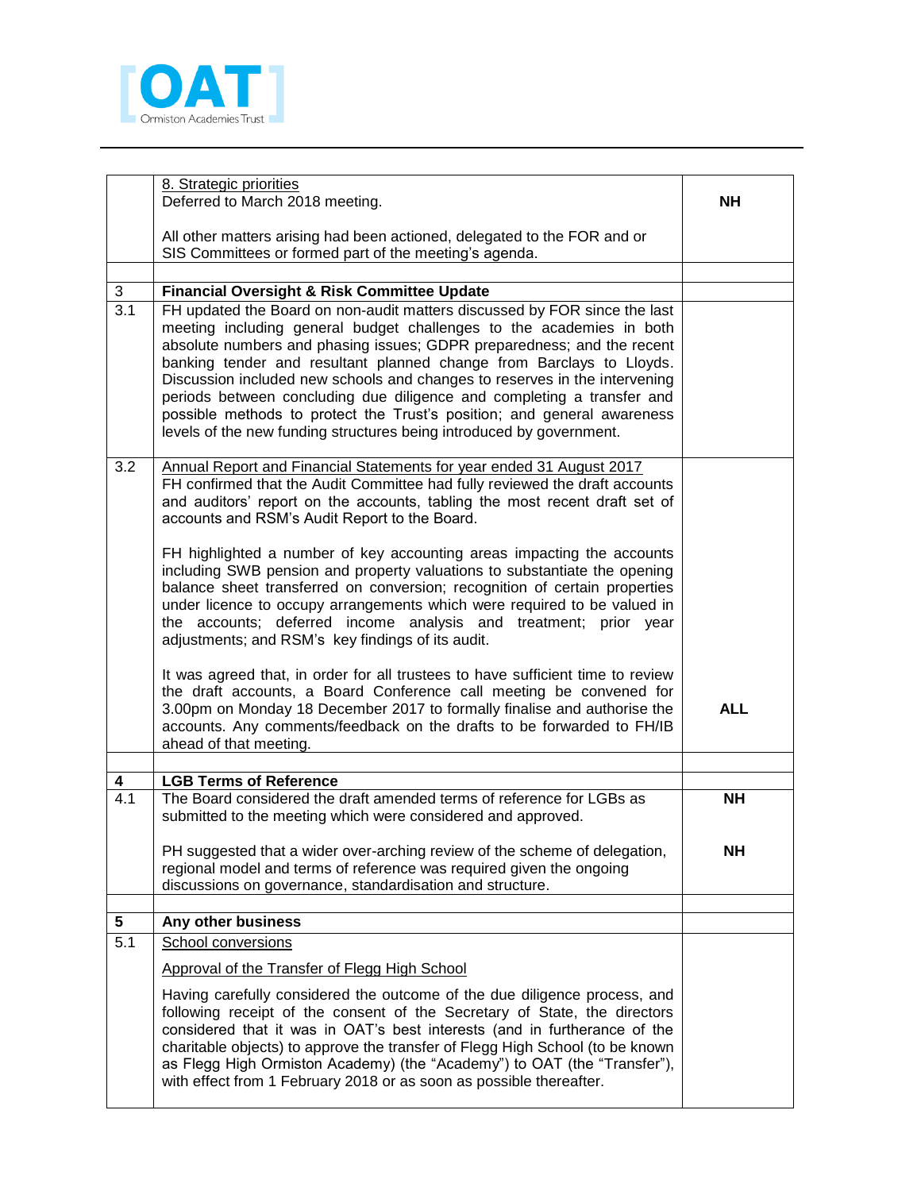| | | |
|---|---|---|
| | <u>8. Strategic priorities</u><br>Deferred to March 2018 meeting.<br><br>All other matters arising had been actioned, delegated to the FOR and or SIS Committees or formed part of the meeting's agenda. | **NH** |
| | | |
| 3 | **Financial Oversight & Risk Committee Update** | |
| 3.1 | FH updated the Board on non-audit matters discussed by FOR since the last meeting including general budget challenges to the academies in both absolute numbers and phasing issues; GDPR preparedness; and the recent banking tender and resultant planned change from Barclays to Lloyds. Discussion included new schools and changes to reserves in the intervening periods between concluding due diligence and completing a transfer and possible methods to protect the Trust's position; and general awareness levels of the new funding structures being introduced by government. | |
| 3.2 | <u>Annual Report and Financial Statements for year ended 31 August 2017</u><br>FH confirmed that the Audit Committee had fully reviewed the draft accounts and auditors' report on the accounts, tabling the most recent draft set of accounts and RSM's Audit Report to the Board.<br><br>FH highlighted a number of key accounting areas impacting the accounts including SWB pension and property valuations to substantiate the opening balance sheet transferred on conversion; recognition of certain properties under licence to occupy arrangements which were required to be valued in the accounts; deferred income analysis and treatment; prior year adjustments; and RSM's key findings of its audit.<br><br>It was agreed that, in order for all trustees to have sufficient time to review the draft accounts, a Board Conference call meeting be convened for 3.00pm on Monday 18 December 2017 to formally finalise and authorise the accounts. Any comments/feedback on the drafts to be forwarded to FH/IB ahead of that meeting. | **ALL** |
| | | |
| **4** | **LGB Terms of Reference** | |
| 4.1 | The Board considered the draft amended terms of reference for LGBs as submitted to the meeting which were considered and approved.<br><br>PH suggested that a wider over-arching review of the scheme of delegation, regional model and terms of reference was required given the ongoing discussions on governance, standardisation and structure. | **NH**<br><br>**NH** |
| | | |
| **5** | **Any other business** | |
| 5.1 | <u>School conversions</u><br><br><u>Approval of the Transfer of Flegg High School</u><br><br>Having carefully considered the outcome of the due diligence process, and following receipt of the consent of the Secretary of State, the directors considered that it was in OAT's best interests (and in furtherance of the charitable objects) to approve the transfer of Flegg High School (to be known as Flegg High Ormiston Academy) (the "Academy") to OAT (the "Transfer"), with effect from 1 February 2018 or as soon as possible thereafter. | |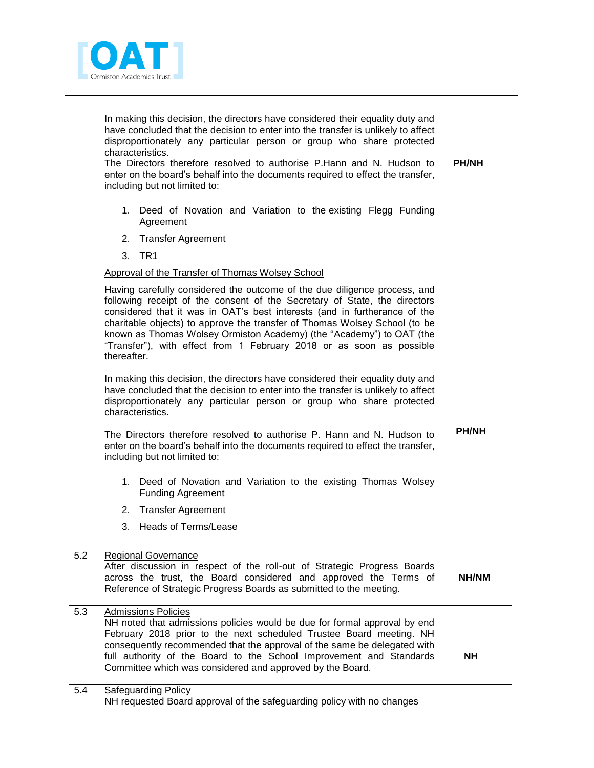| | | |
|---|---|---|
| | In making this decision, the directors have considered their equality duty and have concluded that the decision to enter into the transfer is unlikely to affect disproportionately any particular person or group who share protected characteristics.<br>The Directors therefore resolved to authorise P.Hann and N. Hudson to enter on the board's behalf into the documents required to effect the transfer, including but not limited to:<br><br>1. Deed of Novation and Variation to the existing Flegg Funding Agreement<br>2. Transfer Agreement<br>3. TR1<br><br><u>Approval of the Transfer of Thomas Wolsey School</u><br><br>Having carefully considered the outcome of the due diligence process, and following receipt of the consent of the Secretary of State, the directors considered that it was in OAT's best interests (and in furtherance of the charitable objects) to approve the transfer of Thomas Wolsey School (to be known as Thomas Wolsey Ormiston Academy) (the "Academy") to OAT (the "Transfer"), with effect from 1 February 2018 or as soon as possible thereafter.<br><br>In making this decision, the directors have considered their equality duty and have concluded that the decision to enter into the transfer is unlikely to affect disproportionately any particular person or group who share protected characteristics.<br><br>The Directors therefore resolved to authorise P. Hann and N. Hudson to enter on the board's behalf into the documents required to effect the transfer, including but not limited to:<br><br>1. Deed of Novation and Variation to the existing Thomas Wolsey Funding Agreement<br>2. Transfer Agreement<br>3. Heads of Terms/Lease | **PH/NH**<br><br>**PH/NH** |
| 5.2 | <u>Regional Governance</u><br>After discussion in respect of the roll-out of Strategic Progress Boards across the trust, the Board considered and approved the Terms of Reference of Strategic Progress Boards as submitted to the meeting. | **NH/NM** |
| 5.3 | <u>Admissions Policies</u><br>NH noted that admissions policies would be due for formal approval by end February 2018 prior to the next scheduled Trustee Board meeting. NH consequently recommended that the approval of the same be delegated with full authority of the Board to the School Improvement and Standards Committee which was considered and approved by the Board. | **NH** |
| 5.4 | <u>Safeguarding Policy</u><br>NH requested Board approval of the safeguarding policy with no changes | |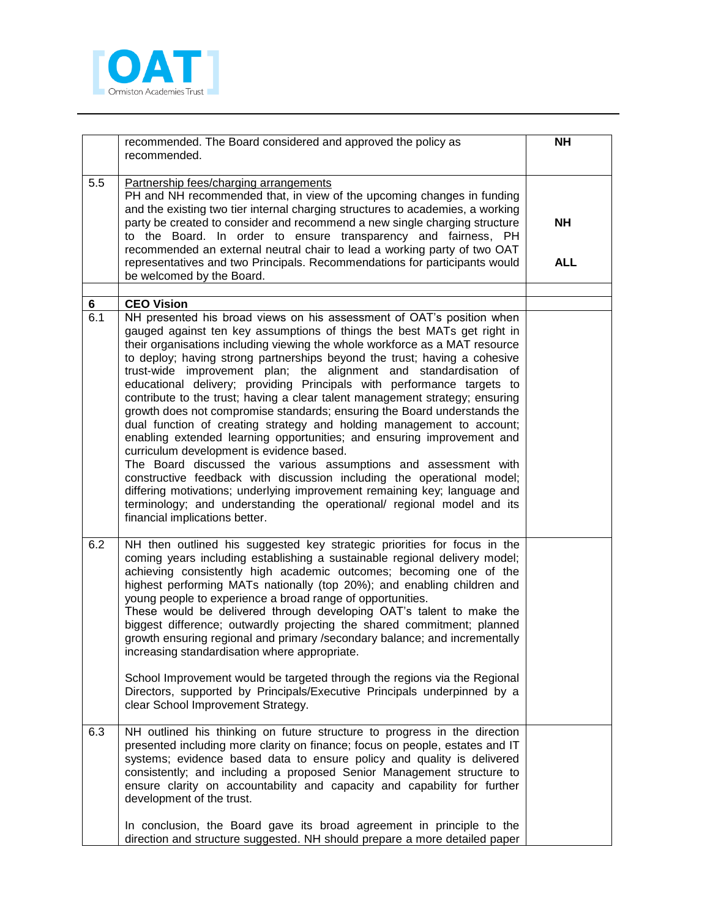| | | |
|---|---|---|
| | recommended. The Board considered and approved the policy as recommended. | **NH** |
| 5.5 | Partnership fees/charging arrangements<br>PH and NH recommended that, in view of the upcoming changes in funding and the existing two tier internal charging structures to academies, a working party be created to consider and recommend a new single charging structure to the Board. In order to ensure transparency and fairness, PH recommended an external neutral chair to lead a working party of two OAT representatives and two Principals. Recommendations for participants would be welcomed by the Board. | **NH**<br><br>**ALL** |
| | | |
| **6** | **CEO Vision** | |
| 6.1 | NH presented his broad views on his assessment of OAT's position when gauged against ten key assumptions of things the best MATs get right in their organisations including viewing the whole workforce as a MAT resource to deploy; having strong partnerships beyond the trust; having a cohesive trust-wide improvement plan; the alignment and standardisation of educational delivery; providing Principals with performance targets to contribute to the trust; having a clear talent management strategy; ensuring growth does not compromise standards; ensuring the Board understands the dual function of creating strategy and holding management to account; enabling extended learning opportunities; and ensuring improvement and curriculum development is evidence based.<br>The Board discussed the various assumptions and assessment with constructive feedback with discussion including the operational model; differing motivations; underlying improvement remaining key; language and terminology; and understanding the operational/ regional model and its financial implications better. | |
| 6.2 | NH then outlined his suggested key strategic priorities for focus in the coming years including establishing a sustainable regional delivery model; achieving consistently high academic outcomes; becoming one of the highest performing MATs nationally (top 20%); and enabling children and young people to experience a broad range of opportunities.<br>These would be delivered through developing OAT's talent to make the biggest difference; outwardly projecting the shared commitment; planned growth ensuring regional and primary /secondary balance; and incrementally increasing standardisation where appropriate.<br><br>School Improvement would be targeted through the regions via the Regional Directors, supported by Principals/Executive Principals underpinned by a clear School Improvement Strategy. | |
| 6.3 | NH outlined his thinking on future structure to progress in the direction presented including more clarity on finance; focus on people, estates and IT systems; evidence based data to ensure policy and quality is delivered consistently; and including a proposed Senior Management structure to ensure clarity on accountability and capacity and capability for further development of the trust.<br><br>In conclusion, the Board gave its broad agreement in principle to the direction and structure suggested. NH should prepare a more detailed paper | |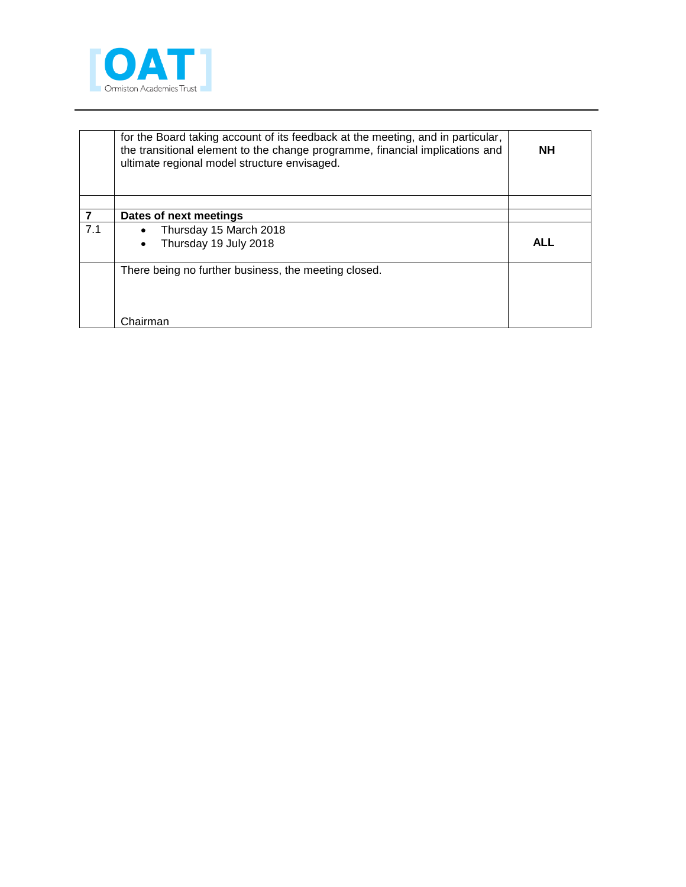| | | |
|---|---|---|
| | for the Board taking account of its feedback at the meeting, and in particular, the transitional element to the change programme, financial implications and ultimate regional model structure envisaged. | **NH** |
| | | |
| **7** | **Dates of next meetings** | |
| 7.1 | • Thursday 15 March 2018<br>• Thursday 19 July 2018 | **ALL** |
| | There being no further business, the meeting closed.<br><br>Chairman | |